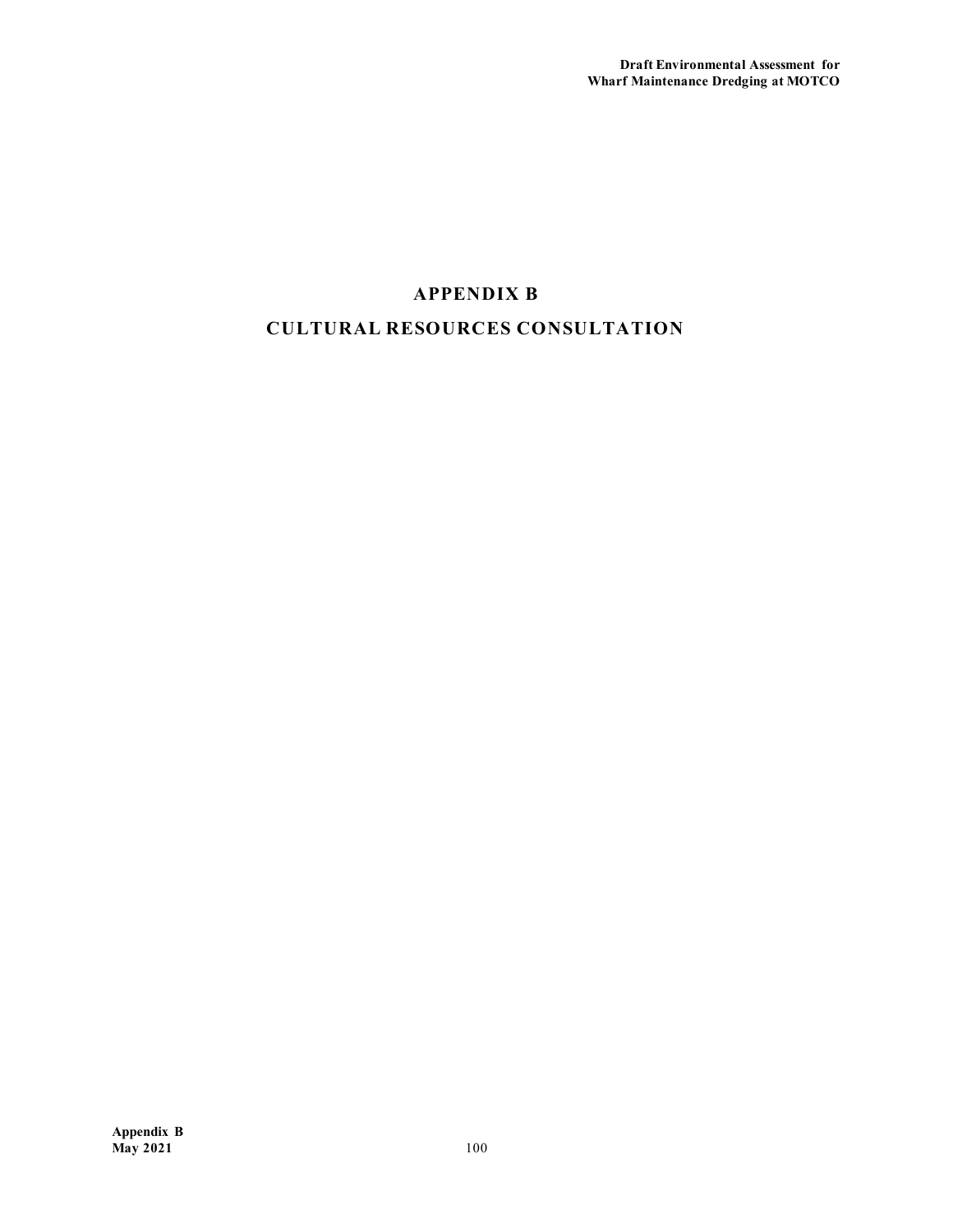# APPENDIX B

# CULTURAL RESOURCES CONSULTATION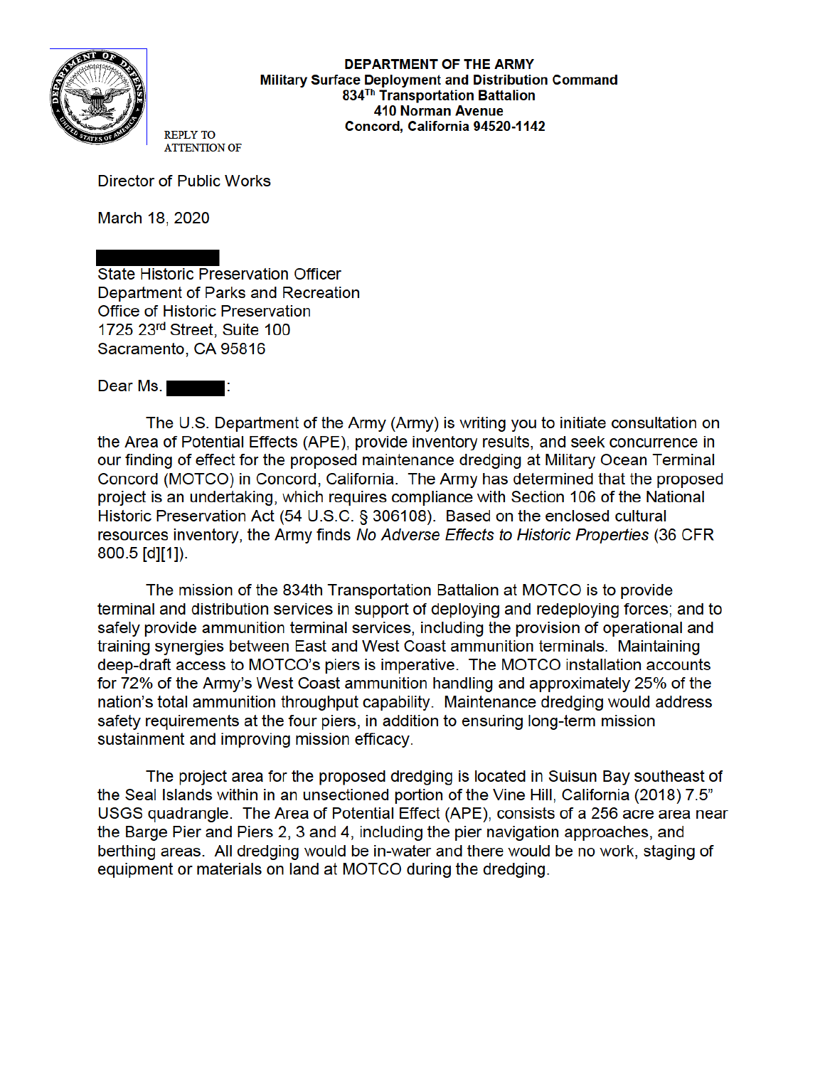**DEPARTMENT OF THE ARMY**
**Military Surface Deployment and Distribution Command**
**834Th Transportation Battalion**
**410 Norman Avenue**
**Concord, California 94520-1142**

REPLY TO
ATTENTION OF

Director of Public Works

March 18, 2020

State Historic Preservation Officer
Department of Parks and Recreation
Office of Historic Preservation
1725 23rd Street, Suite 100
Sacramento, CA 95816

Dear Ms. :

The U.S. Department of the Army (Army) is writing you to initiate consultation on the Area of Potential Effects (APE), provide inventory results, and seek concurrence in our finding of effect for the proposed maintenance dredging at Military Ocean Terminal Concord (MOTCO) in Concord, California. The Army has determined that the proposed project is an undertaking, which requires compliance with Section 106 of the National Historic Preservation Act (54 U.S.C. § 306108). Based on the enclosed cultural resources inventory, the Army finds *No Adverse Effects to Historic Properties* (36 CFR 800.5 [d][1]).

The mission of the 834th Transportation Battalion at MOTCO is to provide terminal and distribution services in support of deploying and redeploying forces; and to safely provide ammunition terminal services, including the provision of operational and training synergies between East and West Coast ammunition terminals. Maintaining deep-draft access to MOTCO's piers is imperative. The MOTCO installation accounts for 72% of the Army's West Coast ammunition handling and approximately 25% of the nation's total ammunition throughput capability. Maintenance dredging would address safety requirements at the four piers, in addition to ensuring long-term mission sustainment and improving mission efficacy.

The project area for the proposed dredging is located in Suisun Bay southeast of the Seal Islands within in an unsectioned portion of the Vine Hill, California (2018) 7.5" USGS quadrangle. The Area of Potential Effect (APE), consists of a 256 acre area near the Barge Pier and Piers 2, 3 and 4, including the pier navigation approaches, and berthing areas. All dredging would be in-water and there would be no work, staging of equipment or materials on land at MOTCO during the dredging.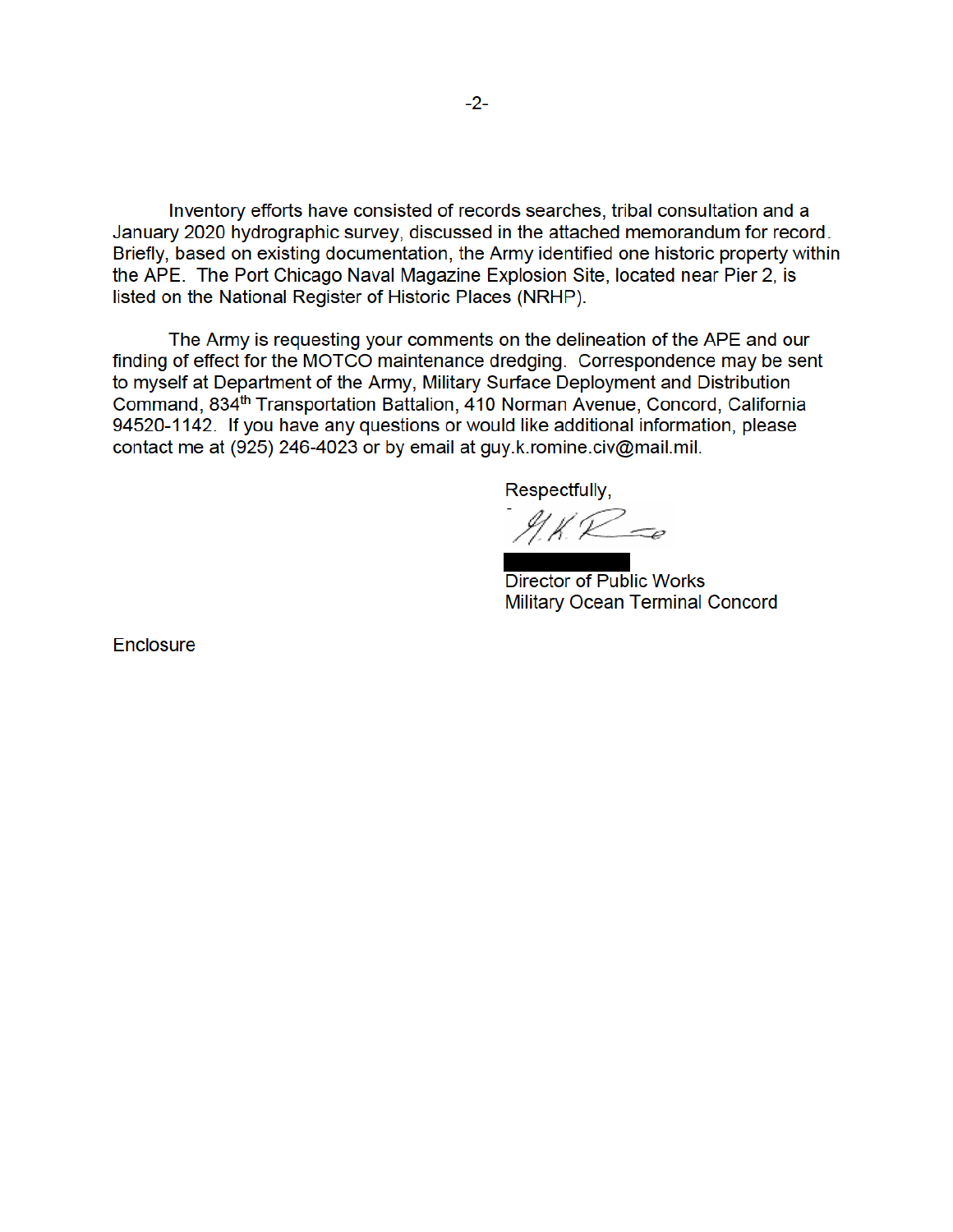Inventory efforts have consisted of records searches, tribal consultation and a January 2020 hydrographic survey, discussed in the attached memorandum for record. Briefly, based on existing documentation, the Army identified one historic property within the APE. The Port Chicago Naval Magazine Explosion Site, located near Pier 2, is listed on the National Register of Historic Places (NRHP).

The Army is requesting your comments on the delineation of the APE and our finding of effect for the MOTCO maintenance dredging. Correspondence may be sent to myself at Department of the Army, Military Surface Deployment and Distribution Command, 834th Transportation Battalion, 410 Norman Avenue, Concord, California 94520-1142. If you have any questions or would like additional information, please contact me at (925) 246-4023 or by email at guy.k.romine.civ@mail.mil.

Respectfully,

Director of Public Works
Military Ocean Terminal Concord

Enclosure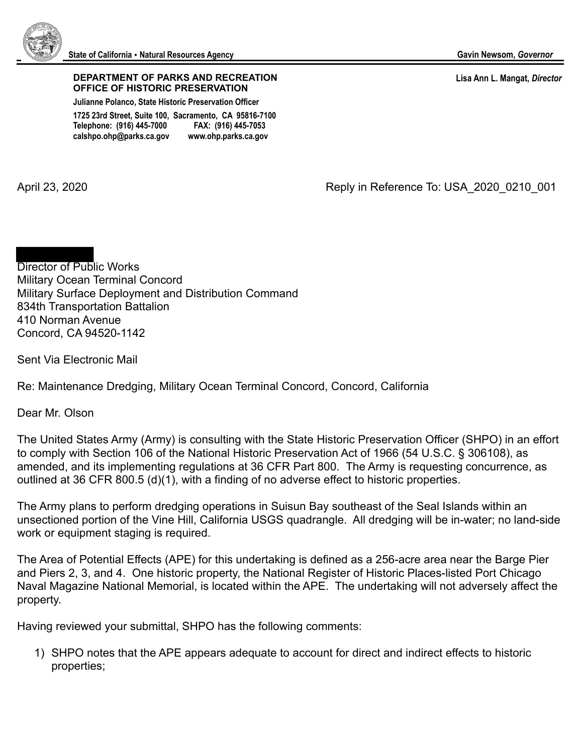State of California • Natural Resources Agency

Gavin Newsom, *Governor*

**DEPARTMENT OF PARKS AND RECREATION**
**OFFICE OF HISTORIC PRESERVATION**

**Julianne Polanco, State Historic Preservation Officer**

**1725 23rd Street, Suite 100, Sacramento, CA 95816-7100**
**Telephone: (916) 445-7000 FAX: (916) 445-7053**
**calshpo.ohp@parks.ca.gov www.ohp.parks.ca.gov**

**Lisa Ann L. Mangat, *Director***

April 23, 2020

Reply in Reference To: USA_2020_0210_001

Director of Public Works
Military Ocean Terminal Concord
Military Surface Deployment and Distribution Command
834th Transportation Battalion
410 Norman Avenue
Concord, CA 94520-1142

Sent Via Electronic Mail

Re: Maintenance Dredging, Military Ocean Terminal Concord, Concord, California

Dear Mr. Olson

The United States Army (Army) is consulting with the State Historic Preservation Officer (SHPO) in an effort to comply with Section 106 of the National Historic Preservation Act of 1966 (54 U.S.C. § 306108), as amended, and its implementing regulations at 36 CFR Part 800. The Army is requesting concurrence, as outlined at 36 CFR 800.5 (d)(1), with a finding of no adverse effect to historic properties.

The Army plans to perform dredging operations in Suisun Bay southeast of the Seal Islands within an unsectioned portion of the Vine Hill, California USGS quadrangle. All dredging will be in-water; no land-side work or equipment staging is required.

The Area of Potential Effects (APE) for this undertaking is defined as a 256-acre area near the Barge Pier and Piers 2, 3, and 4. One historic property, the National Register of Historic Places-listed Port Chicago Naval Magazine National Memorial, is located within the APE. The undertaking will not adversely affect the property.

Having reviewed your submittal, SHPO has the following comments:

1) SHPO notes that the APE appears adequate to account for direct and indirect effects to historic properties;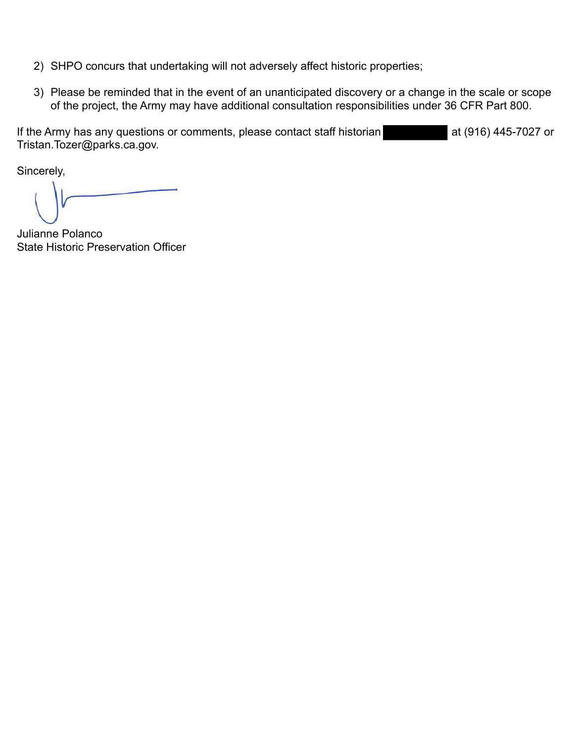2) SHPO concurs that undertaking will not adversely affect historic properties;

3) Please be reminded that in the event of an unanticipated discovery or a change in the scale or scope of the project, the Army may have additional consultation responsibilities under 36 CFR Part 800.

If the Army has any questions or comments, please contact staff historian [REDACTED] at (916) 445-7027 or Tristan.Tozer@parks.ca.gov.

Sincerely,

Julianne Polanco
State Historic Preservation Officer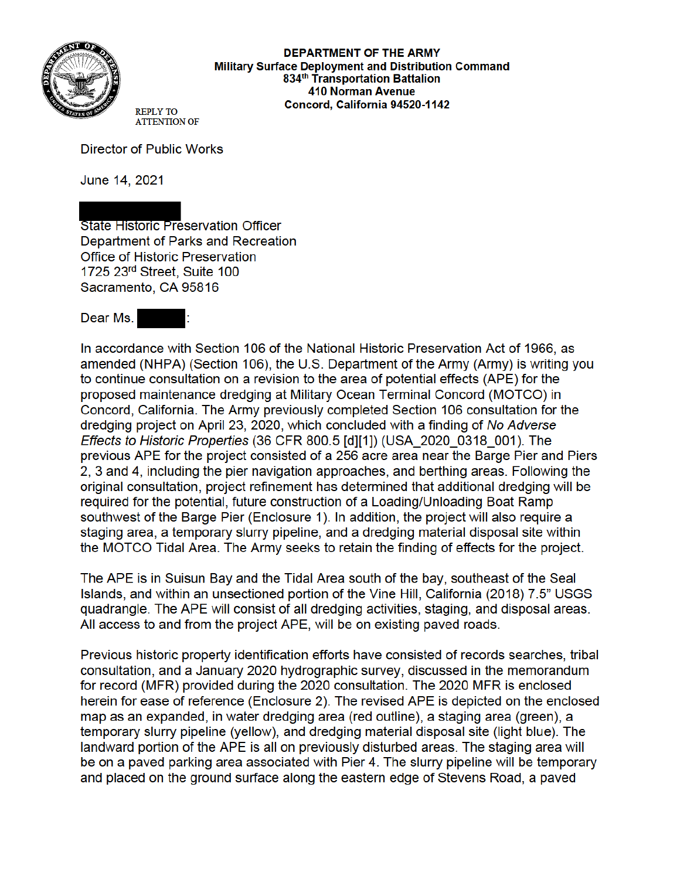**DEPARTMENT OF THE ARMY**
**Military Surface Deployment and Distribution Command**
**834th Transportation Battalion**
**410 Norman Avenue**
**Concord, California 94520-1142**

REPLY TO
ATTENTION OF

Director of Public Works

June 14, 2021

State Historic Preservation Officer
Department of Parks and Recreation
Office of Historic Preservation
1725 23rd Street, Suite 100
Sacramento, CA 95816

Dear Ms. :

In accordance with Section 106 of the National Historic Preservation Act of 1966, as amended (NHPA) (Section 106), the U.S. Department of the Army (Army) is writing you to continue consultation on a revision to the area of potential effects (APE) for the proposed maintenance dredging at Military Ocean Terminal Concord (MOTCO) in Concord, California. The Army previously completed Section 106 consultation for the dredging project on April 23, 2020, which concluded with a finding of *No Adverse Effects to Historic Properties* (36 CFR 800.5 [d][1]) (USA_2020_0318_001). The previous APE for the project consisted of a 256 acre area near the Barge Pier and Piers 2, 3 and 4, including the pier navigation approaches, and berthing areas. Following the original consultation, project refinement has determined that additional dredging will be required for the potential, future construction of a Loading/Unloading Boat Ramp southwest of the Barge Pier (Enclosure 1). In addition, the project will also require a staging area, a temporary slurry pipeline, and a dredging material disposal site within the MOTCO Tidal Area. The Army seeks to retain the finding of effects for the project.

The APE is in Suisun Bay and the Tidal Area south of the bay, southeast of the Seal Islands, and within an unsectioned portion of the Vine Hill, California (2018) 7.5" USGS quadrangle. The APE will consist of all dredging activities, staging, and disposal areas. All access to and from the project APE, will be on existing paved roads.

Previous historic property identification efforts have consisted of records searches, tribal consultation, and a January 2020 hydrographic survey, discussed in the memorandum for record (MFR) provided during the 2020 consultation. The 2020 MFR is enclosed herein for ease of reference (Enclosure 2). The revised APE is depicted on the enclosed map as an expanded, in water dredging area (red outline), a staging area (green), a temporary slurry pipeline (yellow), and dredging material disposal site (light blue). The landward portion of the APE is all on previously disturbed areas. The staging area will be on a paved parking area associated with Pier 4. The slurry pipeline will be temporary and placed on the ground surface along the eastern edge of Stevens Road, a paved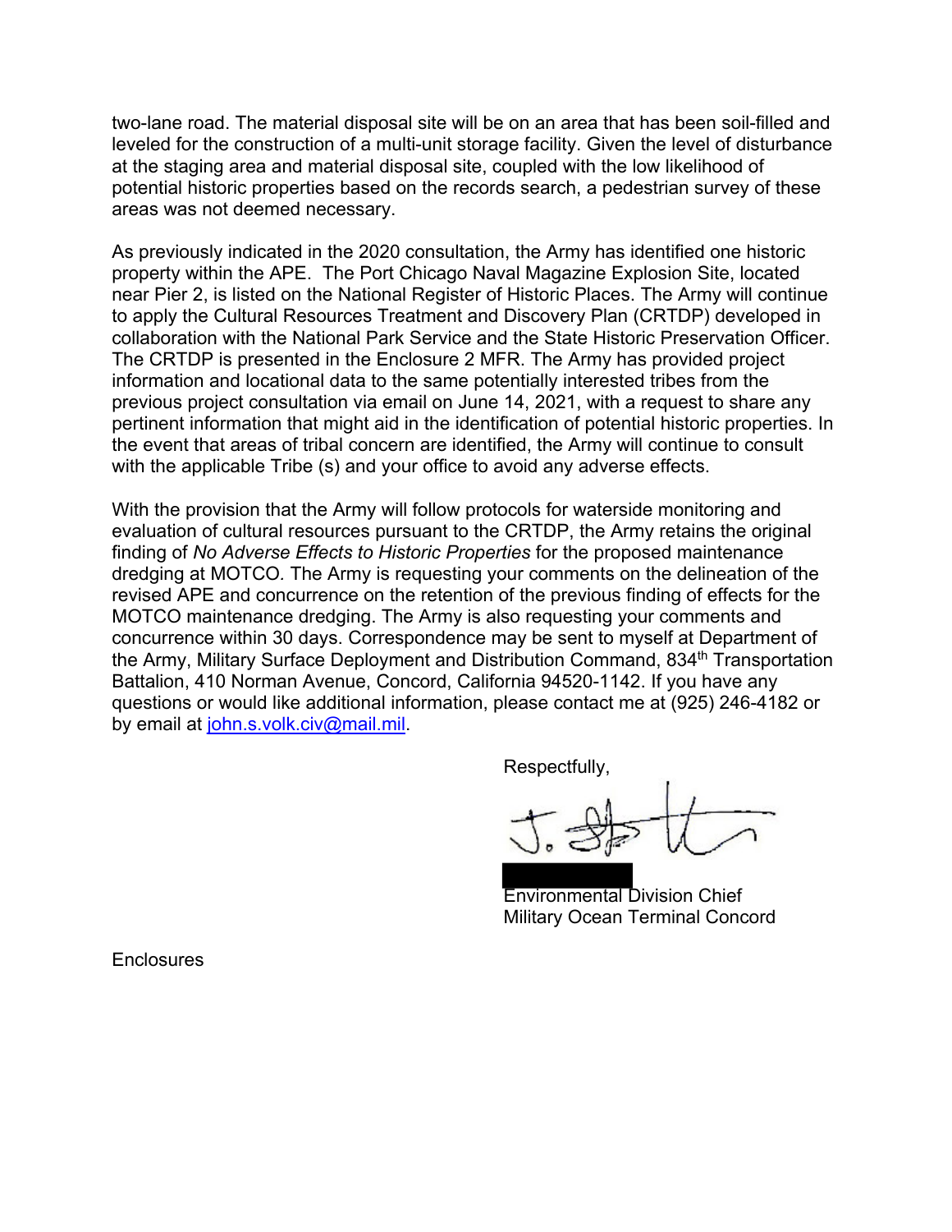two-lane road. The material disposal site will be on an area that has been soil-filled and leveled for the construction of a multi-unit storage facility. Given the level of disturbance at the staging area and material disposal site, coupled with the low likelihood of potential historic properties based on the records search, a pedestrian survey of these areas was not deemed necessary.

As previously indicated in the 2020 consultation, the Army has identified one historic property within the APE. The Port Chicago Naval Magazine Explosion Site, located near Pier 2, is listed on the National Register of Historic Places. The Army will continue to apply the Cultural Resources Treatment and Discovery Plan (CRTDP) developed in collaboration with the National Park Service and the State Historic Preservation Officer. The CRTDP is presented in the Enclosure 2 MFR. The Army has provided project information and locational data to the same potentially interested tribes from the previous project consultation via email on June 14, 2021, with a request to share any pertinent information that might aid in the identification of potential historic properties. In the event that areas of tribal concern are identified, the Army will continue to consult with the applicable Tribe (s) and your office to avoid any adverse effects.

With the provision that the Army will follow protocols for waterside monitoring and evaluation of cultural resources pursuant to the CRTDP, the Army retains the original finding of *No Adverse Effects to Historic Properties* for the proposed maintenance dredging at MOTCO. The Army is requesting your comments on the delineation of the revised APE and concurrence on the retention of the previous finding of effects for the MOTCO maintenance dredging. The Army is also requesting your comments and concurrence within 30 days. Correspondence may be sent to myself at Department of the Army, Military Surface Deployment and Distribution Command, 834th Transportation Battalion, 410 Norman Avenue, Concord, California 94520-1142. If you have any questions or would like additional information, please contact me at (925) 246-4182 or by email at john.s.volk.civ@mail.mil.

Respectfully,

Environmental Division Chief
Military Ocean Terminal Concord

Enclosures